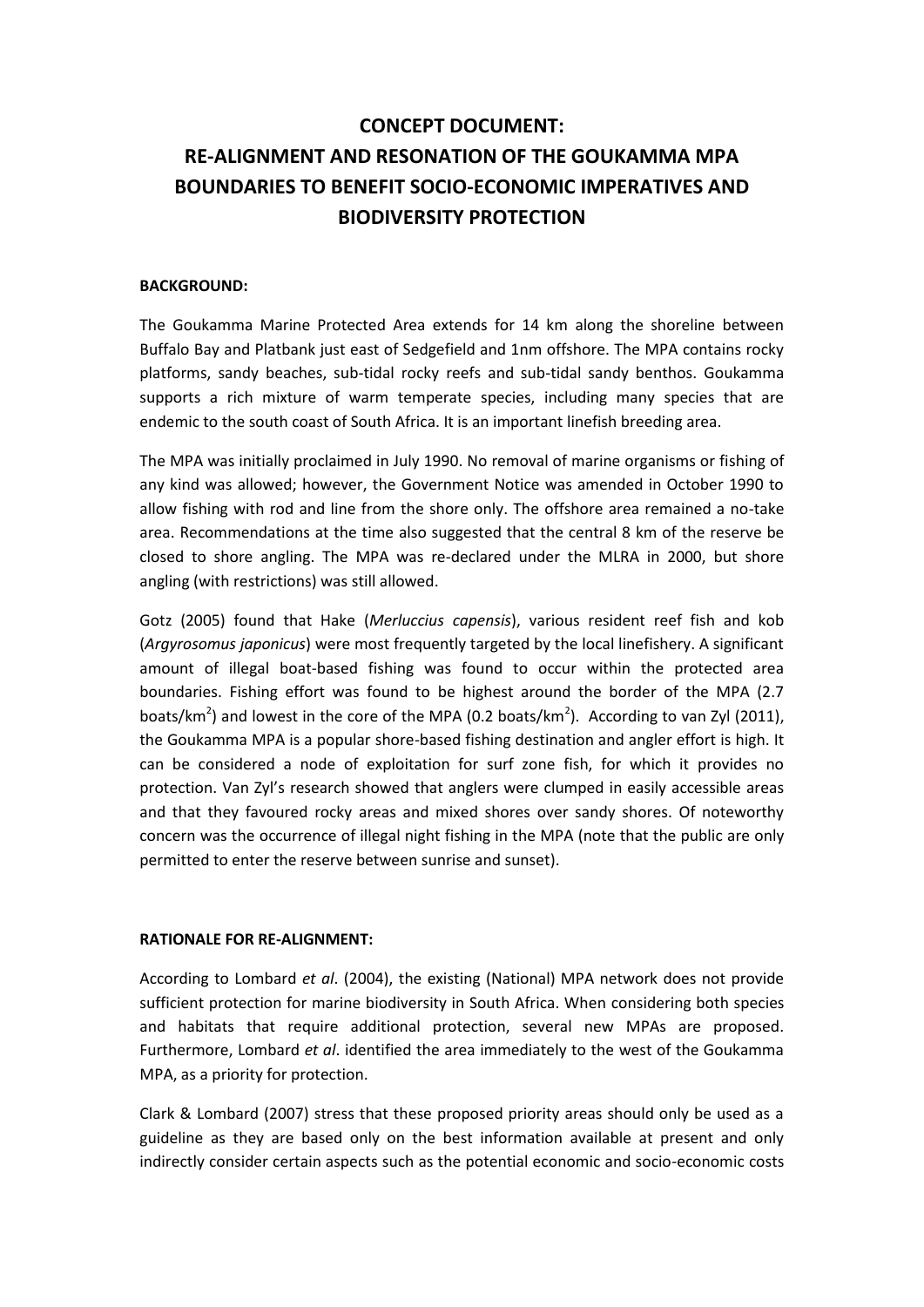# CONCEPT DOCUMENT: RE-ALIGNMENT AND RESONATION OF THE GOUKAMMA MPA BOUNDARIES TO BENEFIT SOCIO-ECONOMIC IMPERATIVES AND BIODIVERSITY PROTECTION

**BACKGROUND:**

The Goukamma Marine Protected Area extends for 14 km along the shoreline between Buffalo Bay and Platbank just east of Sedgefield and 1nm offshore. The MPA contains rocky platforms, sandy beaches, sub-tidal rocky reefs and sub-tidal sandy benthos. Goukamma supports a rich mixture of warm temperate species, including many species that are endemic to the south coast of South Africa. It is an important linefish breeding area.

The MPA was initially proclaimed in July 1990. No removal of marine organisms or fishing of any kind was allowed; however, the Government Notice was amended in October 1990 to allow fishing with rod and line from the shore only. The offshore area remained a no-take area. Recommendations at the time also suggested that the central 8 km of the reserve be closed to shore angling. The MPA was re-declared under the MLRA in 2000, but shore angling (with restrictions) was still allowed.

Gotz (2005) found that Hake (*Merluccius capensis*), various resident reef fish and kob (*Argyrosomus japonicus*) were most frequently targeted by the local linefishery. A significant amount of illegal boat-based fishing was found to occur within the protected area boundaries. Fishing effort was found to be highest around the border of the MPA (2.7 boats/km$^2$) and lowest in the core of the MPA (0.2 boats/km$^2$). According to van Zyl (2011), the Goukamma MPA is a popular shore-based fishing destination and angler effort is high. It can be considered a node of exploitation for surf zone fish, for which it provides no protection. Van Zyl's research showed that anglers were clumped in easily accessible areas and that they favoured rocky areas and mixed shores over sandy shores. Of noteworthy concern was the occurrence of illegal night fishing in the MPA (note that the public are only permitted to enter the reserve between sunrise and sunset).

**RATIONALE FOR RE-ALIGNMENT:**

According to Lombard *et al*. (2004), the existing (National) MPA network does not provide sufficient protection for marine biodiversity in South Africa. When considering both species and habitats that require additional protection, several new MPAs are proposed. Furthermore, Lombard *et al*. identified the area immediately to the west of the Goukamma MPA, as a priority for protection.

Clark & Lombard (2007) stress that these proposed priority areas should only be used as a guideline as they are based only on the best information available at present and only indirectly consider certain aspects such as the potential economic and socio-economic costs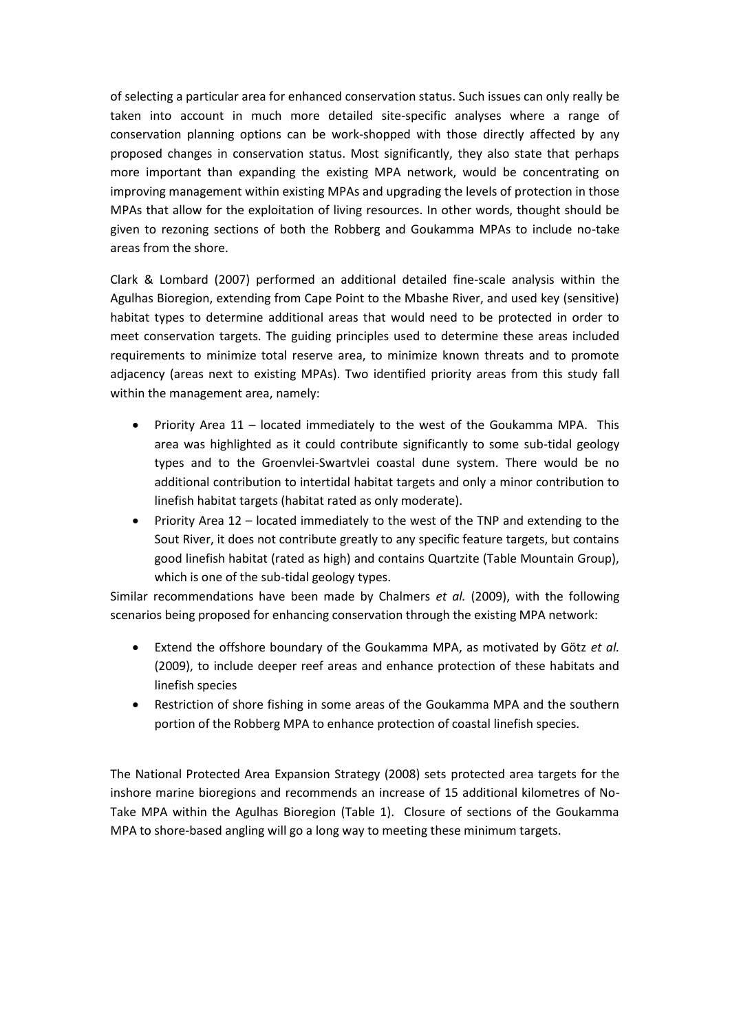of selecting a particular area for enhanced conservation status. Such issues can only really be taken into account in much more detailed site-specific analyses where a range of conservation planning options can be work-shopped with those directly affected by any proposed changes in conservation status. Most significantly, they also state that perhaps more important than expanding the existing MPA network, would be concentrating on improving management within existing MPAs and upgrading the levels of protection in those MPAs that allow for the exploitation of living resources. In other words, thought should be given to rezoning sections of both the Robberg and Goukamma MPAs to include no-take areas from the shore.

Clark & Lombard (2007) performed an additional detailed fine-scale analysis within the Agulhas Bioregion, extending from Cape Point to the Mbashe River, and used key (sensitive) habitat types to determine additional areas that would need to be protected in order to meet conservation targets. The guiding principles used to determine these areas included requirements to minimize total reserve area, to minimize known threats and to promote adjacency (areas next to existing MPAs). Two identified priority areas from this study fall within the management area, namely:

- Priority Area 11 – located immediately to the west of the Goukamma MPA. This area was highlighted as it could contribute significantly to some sub-tidal geology types and to the Groenvlei-Swartvlei coastal dune system. There would be no additional contribution to intertidal habitat targets and only a minor contribution to linefish habitat targets (habitat rated as only moderate).
- Priority Area 12 – located immediately to the west of the TNP and extending to the Sout River, it does not contribute greatly to any specific feature targets, but contains good linefish habitat (rated as high) and contains Quartzite (Table Mountain Group), which is one of the sub-tidal geology types.

Similar recommendations have been made by Chalmers *et al.* (2009), with the following scenarios being proposed for enhancing conservation through the existing MPA network:

- Extend the offshore boundary of the Goukamma MPA, as motivated by Götz *et al.* (2009), to include deeper reef areas and enhance protection of these habitats and linefish species
- Restriction of shore fishing in some areas of the Goukamma MPA and the southern portion of the Robberg MPA to enhance protection of coastal linefish species.

The National Protected Area Expansion Strategy (2008) sets protected area targets for the inshore marine bioregions and recommends an increase of 15 additional kilometres of No-Take MPA within the Agulhas Bioregion (Table 1). Closure of sections of the Goukamma MPA to shore-based angling will go a long way to meeting these minimum targets.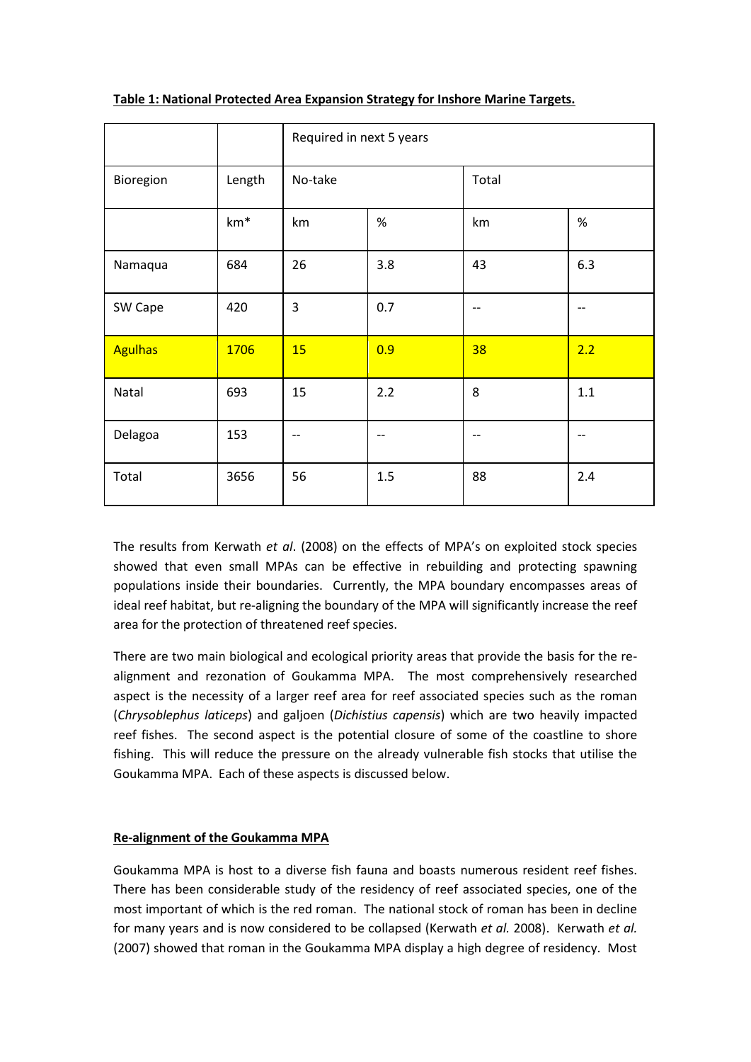**Table 1: National Protected Area Expansion Strategy for Inshore Marine Targets.**

| | | Required in next 5 years | | | |
|---|---|---|---|---|---|
| Bioregion | Length | No-take | | Total | |
| | km* | km | % | km | % |
| Namaqua | 684 | 26 | 3.8 | 43 | 6.3 |
| SW Cape | 420 | 3 | 0.7 | -- | -- |
| Agulhas | 1706 | 15 | 0.9 | 38 | 2.2 |
| Natal | 693 | 15 | 2.2 | 8 | 1.1 |
| Delagoa | 153 | -- | -- | -- | -- |
| Total | 3656 | 56 | 1.5 | 88 | 2.4 |

The results from Kerwath *et al*. (2008) on the effects of MPA's on exploited stock species showed that even small MPAs can be effective in rebuilding and protecting spawning populations inside their boundaries. Currently, the MPA boundary encompasses areas of ideal reef habitat, but re-aligning the boundary of the MPA will significantly increase the reef area for the protection of threatened reef species.

There are two main biological and ecological priority areas that provide the basis for the re-alignment and rezonation of Goukamma MPA. The most comprehensively researched aspect is the necessity of a larger reef area for reef associated species such as the roman (*Chrysoblephus laticeps*) and galjoen (*Dichistius capensis*) which are two heavily impacted reef fishes. The second aspect is the potential closure of some of the coastline to shore fishing. This will reduce the pressure on the already vulnerable fish stocks that utilise the Goukamma MPA. Each of these aspects is discussed below.

**Re-alignment of the Goukamma MPA**

Goukamma MPA is host to a diverse fish fauna and boasts numerous resident reef fishes. There has been considerable study of the residency of reef associated species, one of the most important of which is the red roman. The national stock of roman has been in decline for many years and is now considered to be collapsed (Kerwath *et al.* 2008). Kerwath *et al.* (2007) showed that roman in the Goukamma MPA display a high degree of residency. Most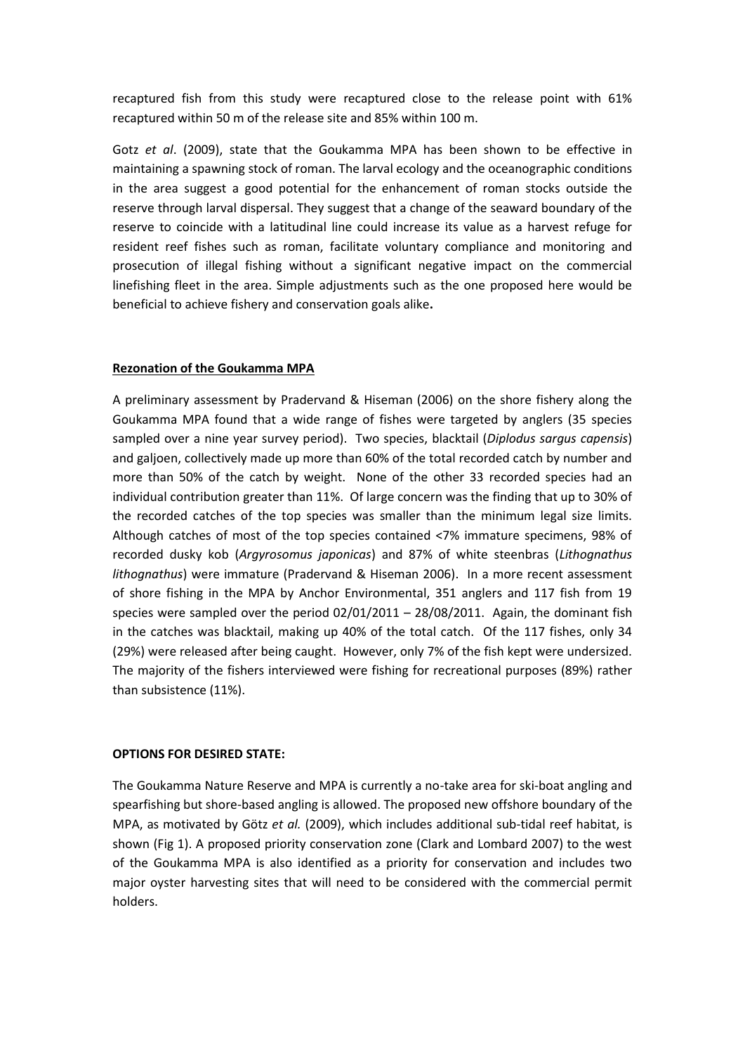recaptured fish from this study were recaptured close to the release point with 61% recaptured within 50 m of the release site and 85% within 100 m.

Gotz *et al*. (2009), state that the Goukamma MPA has been shown to be effective in maintaining a spawning stock of roman. The larval ecology and the oceanographic conditions in the area suggest a good potential for the enhancement of roman stocks outside the reserve through larval dispersal. They suggest that a change of the seaward boundary of the reserve to coincide with a latitudinal line could increase its value as a harvest refuge for resident reef fishes such as roman, facilitate voluntary compliance and monitoring and prosecution of illegal fishing without a significant negative impact on the commercial linefishing fleet in the area. Simple adjustments such as the one proposed here would be beneficial to achieve fishery and conservation goals alike**.**

**Rezonation of the Goukamma MPA**

A preliminary assessment by Pradervand & Hiseman (2006) on the shore fishery along the Goukamma MPA found that a wide range of fishes were targeted by anglers (35 species sampled over a nine year survey period). Two species, blacktail (*Diplodus sargus capensis*) and galjoen, collectively made up more than 60% of the total recorded catch by number and more than 50% of the catch by weight. None of the other 33 recorded species had an individual contribution greater than 11%. Of large concern was the finding that up to 30% of the recorded catches of the top species was smaller than the minimum legal size limits. Although catches of most of the top species contained <7% immature specimens, 98% of recorded dusky kob (*Argyrosomus japonicas*) and 87% of white steenbras (*Lithognathus lithognathus*) were immature (Pradervand & Hiseman 2006). In a more recent assessment of shore fishing in the MPA by Anchor Environmental, 351 anglers and 117 fish from 19 species were sampled over the period 02/01/2011 – 28/08/2011. Again, the dominant fish in the catches was blacktail, making up 40% of the total catch. Of the 117 fishes, only 34 (29%) were released after being caught. However, only 7% of the fish kept were undersized. The majority of the fishers interviewed were fishing for recreational purposes (89%) rather than subsistence (11%).

**OPTIONS FOR DESIRED STATE:**

The Goukamma Nature Reserve and MPA is currently a no-take area for ski-boat angling and spearfishing but shore-based angling is allowed. The proposed new offshore boundary of the MPA, as motivated by Götz *et al.* (2009), which includes additional sub-tidal reef habitat, is shown (Fig 1). A proposed priority conservation zone (Clark and Lombard 2007) to the west of the Goukamma MPA is also identified as a priority for conservation and includes two major oyster harvesting sites that will need to be considered with the commercial permit holders.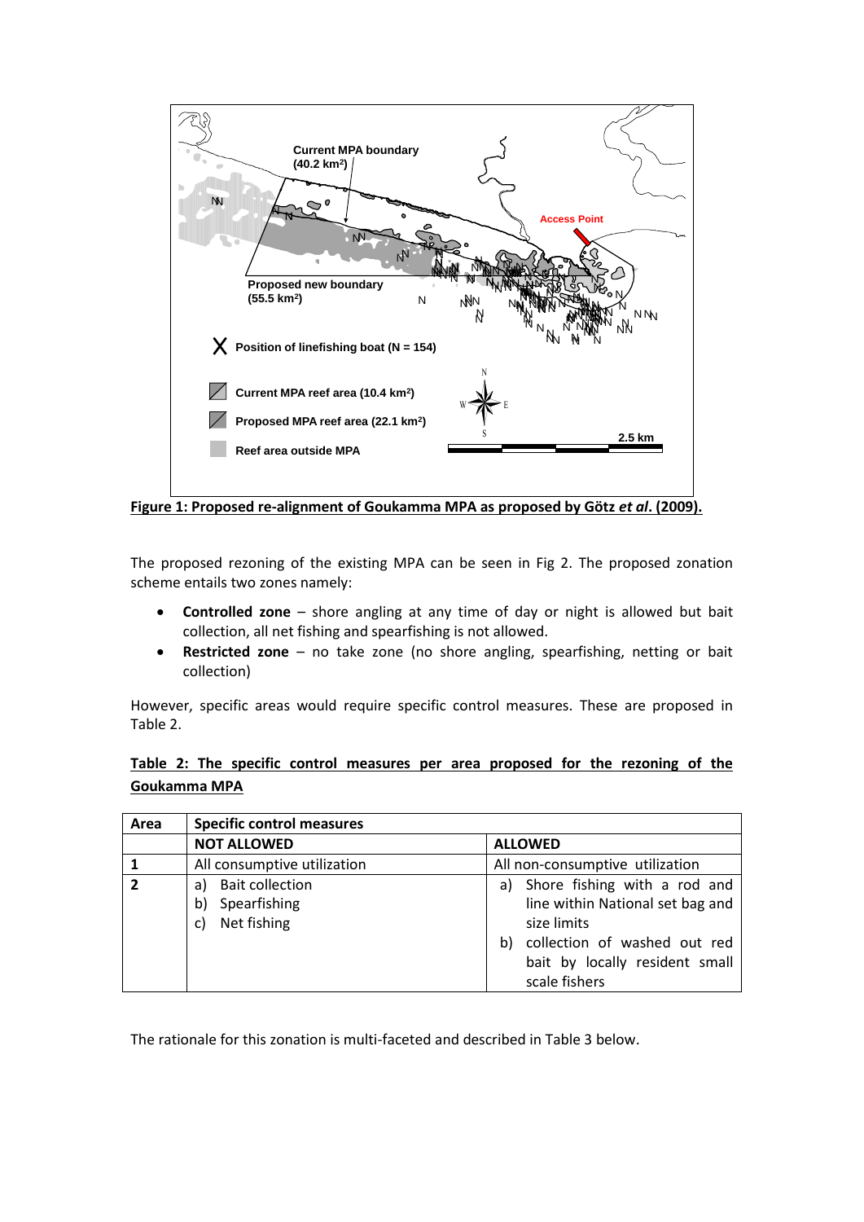**Figure 1: Proposed re-alignment of Goukamma MPA as proposed by Götz *et al*. (2009).**

The proposed rezoning of the existing MPA can be seen in Fig 2. The proposed zonation scheme entails two zones namely:

- **Controlled zone** – shore angling at any time of day or night is allowed but bait collection, all net fishing and spearfishing is not allowed.
- **Restricted zone** – no take zone (no shore angling, spearfishing, netting or bait collection)

However, specific areas would require specific control measures. These are proposed in Table 2.

**Table 2: The specific control measures per area proposed for the rezoning of the Goukamma MPA**

| Area | Specific control measures | |
|---|---|---|
| | **NOT ALLOWED** | **ALLOWED** |
| **1** | All consumptive utilization | All non-consumptive utilization |
| **2** | a) Bait collection<br>b) Spearfishing<br>c) Net fishing | a) Shore fishing with a rod and line within National set bag and size limits<br>b) collection of washed out red bait by locally resident small scale fishers |

The rationale for this zonation is multi-faceted and described in Table 3 below.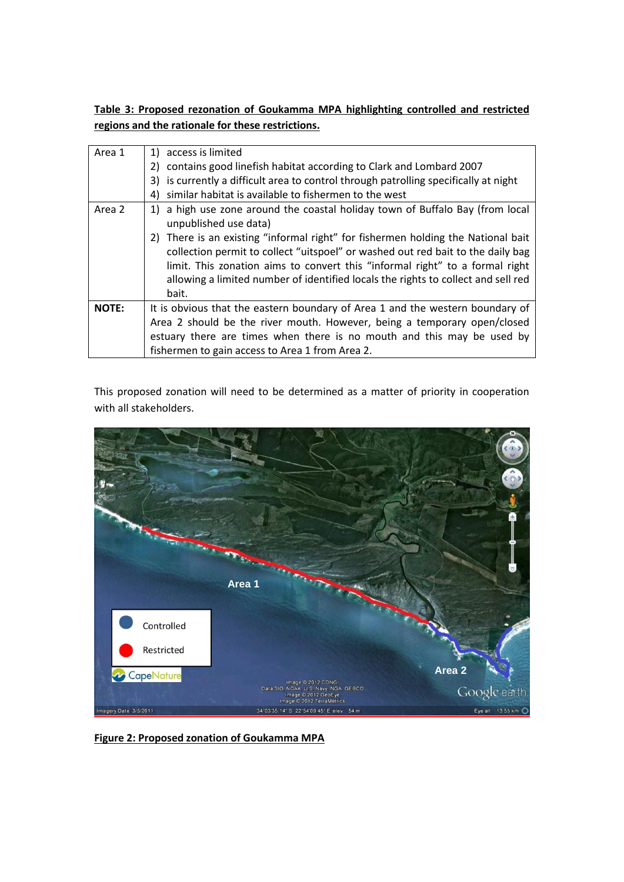**Table 3: Proposed rezonation of Goukamma MPA highlighting controlled and restricted regions and the rationale for these restrictions.**

| | |
|---|---|
| Area 1 | 1) access is limited<br>2) contains good linefish habitat according to Clark and Lombard 2007<br>3) is currently a difficult area to control through patrolling specifically at night<br>4) similar habitat is available to fishermen to the west |
| Area 2 | 1) a high use zone around the coastal holiday town of Buffalo Bay (from local unpublished use data)<br>2) There is an existing "informal right" for fishermen holding the National bait collection permit to collect "uitspoel" or washed out red bait to the daily bag limit. This zonation aims to convert this "informal right" to a formal right allowing a limited number of identified locals the rights to collect and sell red bait. |
| **NOTE:** | It is obvious that the eastern boundary of Area 1 and the western boundary of Area 2 should be the river mouth. However, being a temporary open/closed estuary there are times when there is no mouth and this may be used by fishermen to gain access to Area 1 from Area 2. |

This proposed zonation will need to be determined as a matter of priority in cooperation with all stakeholders.

**Figure 2: Proposed zonation of Goukamma MPA**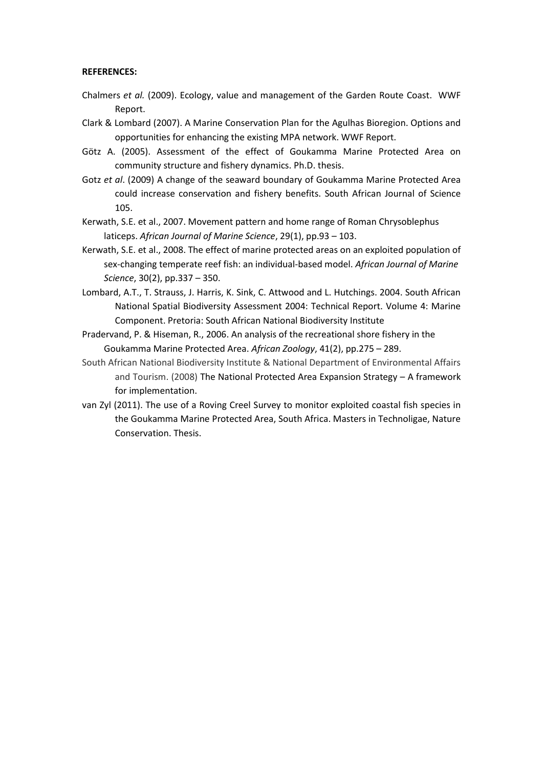**REFERENCES:**

Chalmers *et al.* (2009). Ecology, value and management of the Garden Route Coast. WWF Report.

Clark & Lombard (2007). A Marine Conservation Plan for the Agulhas Bioregion. Options and opportunities for enhancing the existing MPA network. WWF Report.

Götz A. (2005). Assessment of the effect of Goukamma Marine Protected Area on community structure and fishery dynamics. Ph.D. thesis.

Gotz *et al*. (2009) A change of the seaward boundary of Goukamma Marine Protected Area could increase conservation and fishery benefits. South African Journal of Science 105.

Kerwath, S.E. et al., 2007. Movement pattern and home range of Roman Chrysoblephus laticeps. *African Journal of Marine Science*, 29(1), pp.93 – 103.

Kerwath, S.E. et al., 2008. The effect of marine protected areas on an exploited population of sex-changing temperate reef fish: an individual-based model. *African Journal of Marine Science*, 30(2), pp.337 – 350.

Lombard, A.T., T. Strauss, J. Harris, K. Sink, C. Attwood and L. Hutchings. 2004. South African National Spatial Biodiversity Assessment 2004: Technical Report. Volume 4: Marine Component. Pretoria: South African National Biodiversity Institute

Pradervand, P. & Hiseman, R., 2006. An analysis of the recreational shore fishery in the Goukamma Marine Protected Area. *African Zoology*, 41(2), pp.275 – 289.

South African National Biodiversity Institute & National Department of Environmental Affairs and Tourism. (2008) The National Protected Area Expansion Strategy – A framework for implementation.

van Zyl (2011). The use of a Roving Creel Survey to monitor exploited coastal fish species in the Goukamma Marine Protected Area, South Africa. Masters in Technoligae, Nature Conservation. Thesis.